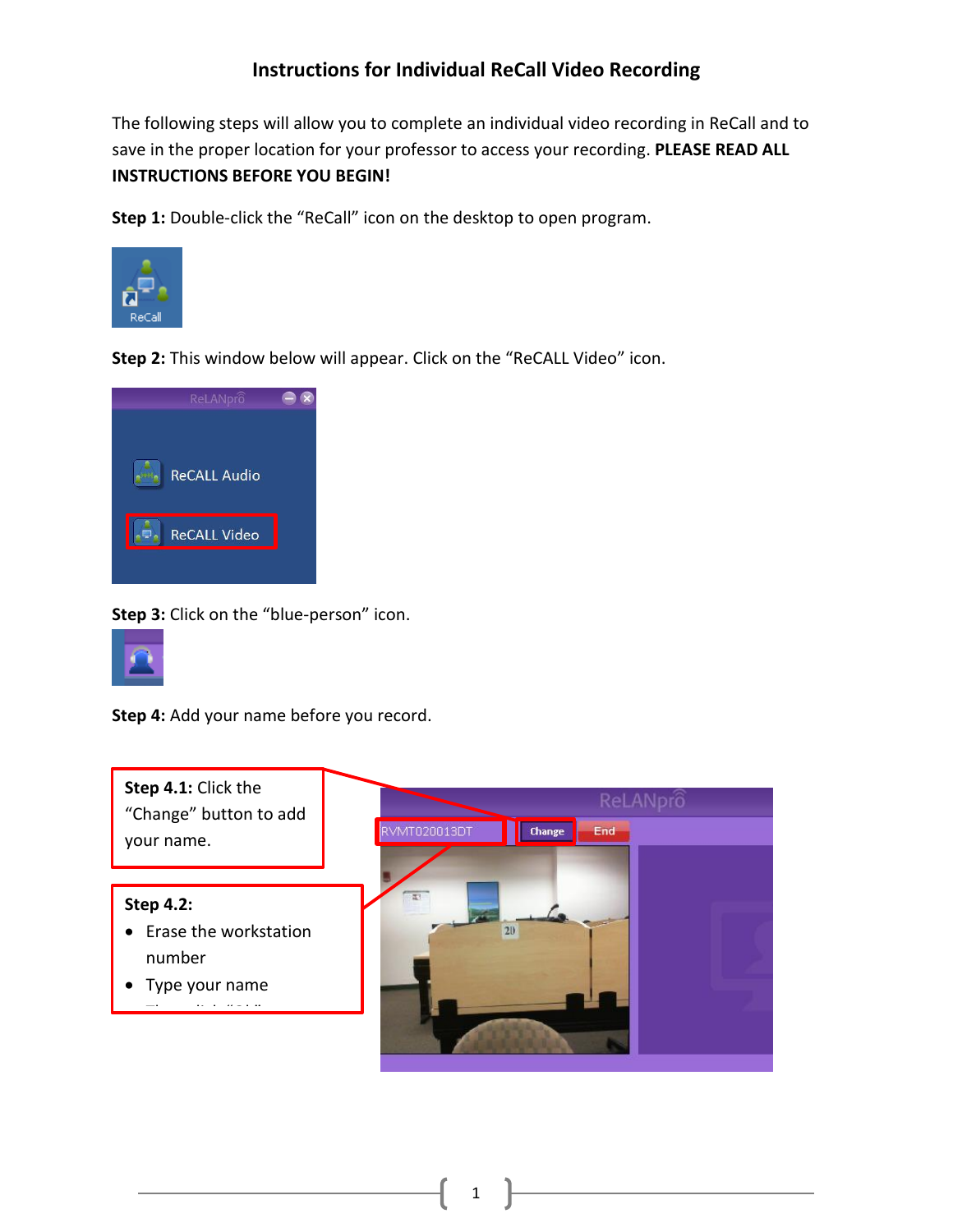# Instructions for Individual ReCall Video Recording

The following steps will allow you to complete an individual video recording in ReCall and to save in the proper location for your professor to access your recording. **PLEASE READ ALL INSTRUCTIONS BEFORE YOU BEGIN!**

**Step 1:** Double-click the "ReCall" icon on the desktop to open program.

**Step 2:** This window below will appear. Click on the "ReCALL Video" icon.

**Step 3:** Click on the "blue-person" icon.

**Step 4:** Add your name before you record.

**Step 4.1:** Click the "Change" button to add your name.

**Step 4.2:**

- Erase the workstation number
- Type your name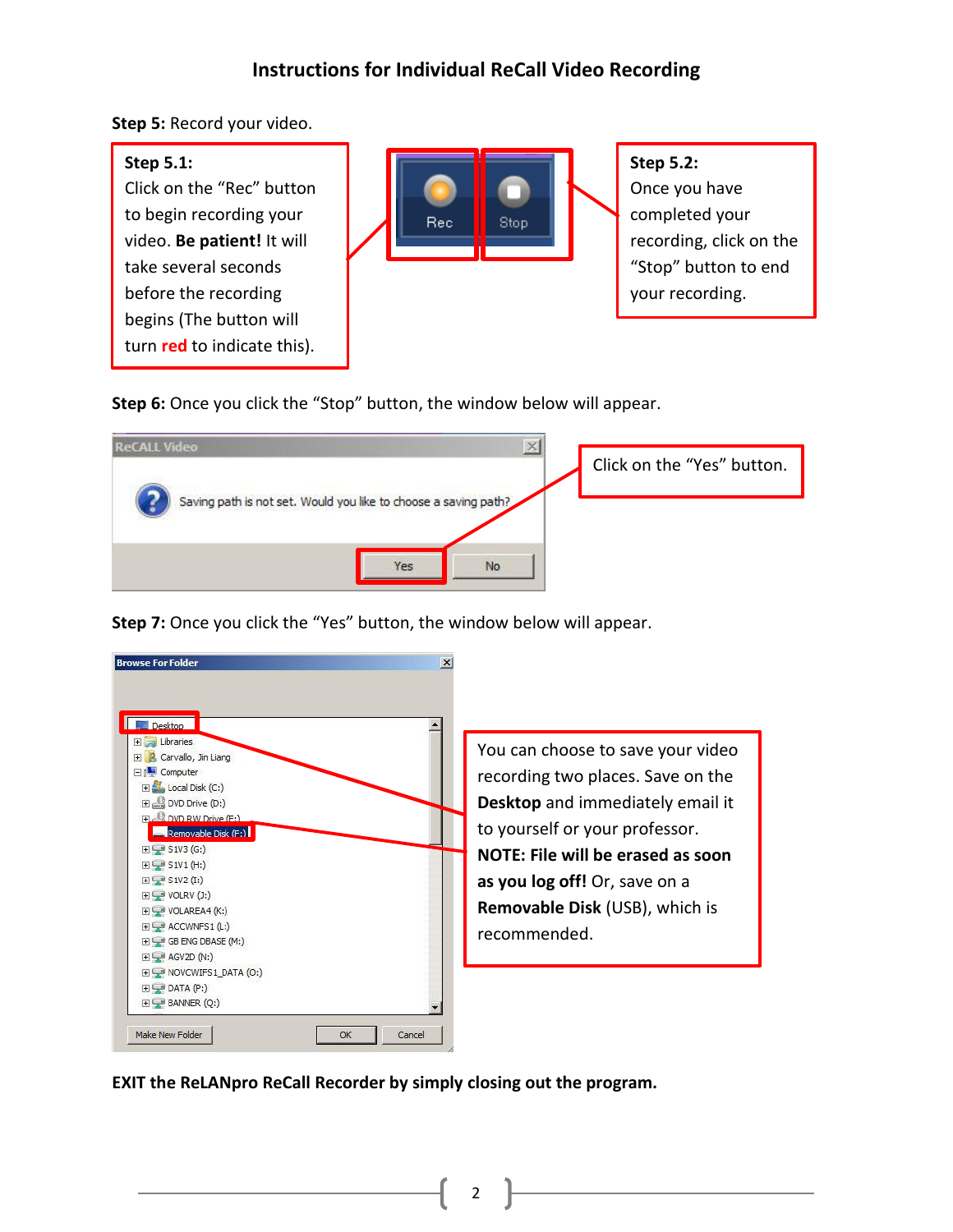## Instructions for Individual ReCall Video Recording

**Step 5:** Record your video.

**Step 5.1:**
Click on the "Rec" button to begin recording your video. **Be patient!** It will take several seconds before the recording begins (The button will turn **red** to indicate this).

**Step 5.2:**
Once you have completed your recording, click on the "Stop" button to end your recording.

**Step 6:** Once you click the "Stop" button, the window below will appear.

Click on the "Yes" button.

**Step 7:** Once you click the "Yes" button, the window below will appear.

You can choose to save your video recording two places. Save on the **Desktop** and immediately email it to yourself or your professor. **NOTE: File will be erased as soon as you log off!** Or, save on a **Removable Disk** (USB), which is recommended.

**EXIT the ReLANpro ReCall Recorder by simply closing out the program.**